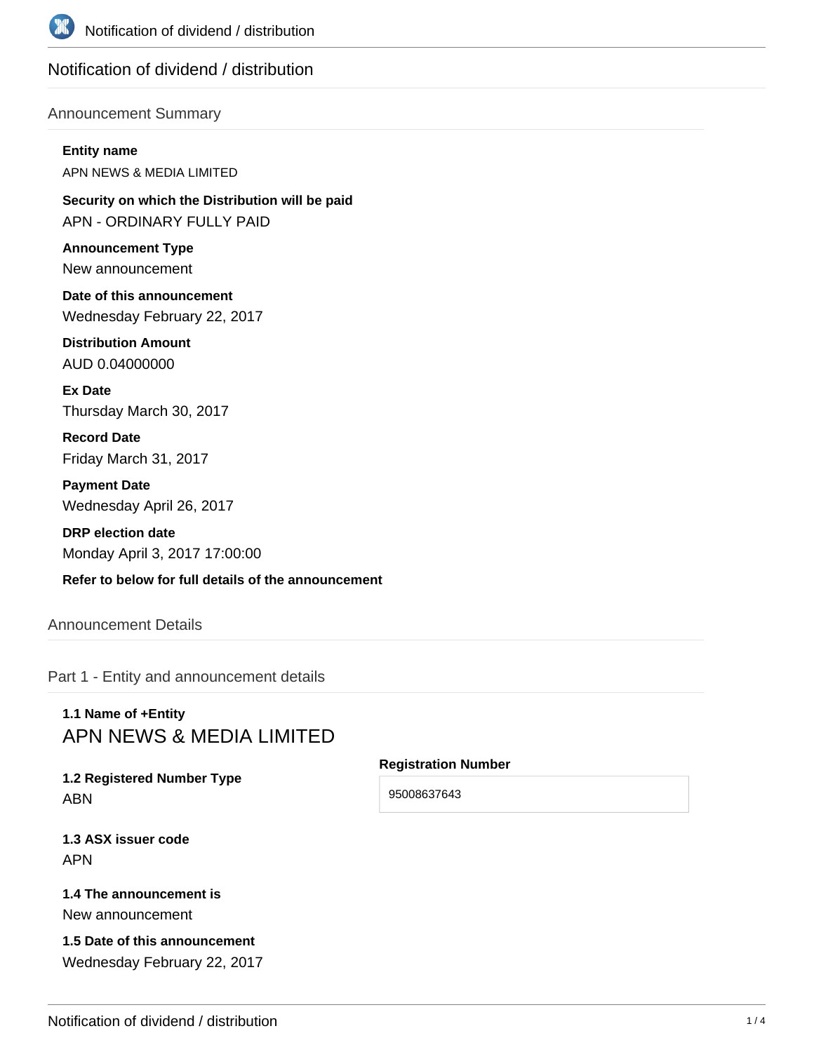# Notification of dividend / distribution

## Announcement Summary

**Entity name**

APN NEWS & MEDIA LIMITED

**Security on which the Distribution will be paid**

APN - ORDINARY FULLY PAID

**Announcement Type**

New announcement

**Date of this announcement**

Wednesday February 22, 2017

**Distribution Amount**

AUD 0.04000000

**Ex Date**

Thursday March 30, 2017

**Record Date**

Friday March 31, 2017

**Payment Date**

Wednesday April 26, 2017

**DRP election date**

Monday April 3, 2017 17:00:00

**Refer to below for full details of the announcement**

## Announcement Details

### Part 1 - Entity and announcement details

**1.1 Name of +Entity**

APN NEWS & MEDIA LIMITED

**1.2 Registered Number Type**

ABN

**Registration Number**

95008637643

**1.3 ASX issuer code**

APN

**1.4 The announcement is**

New announcement

**1.5 Date of this announcement**

Wednesday February 22, 2017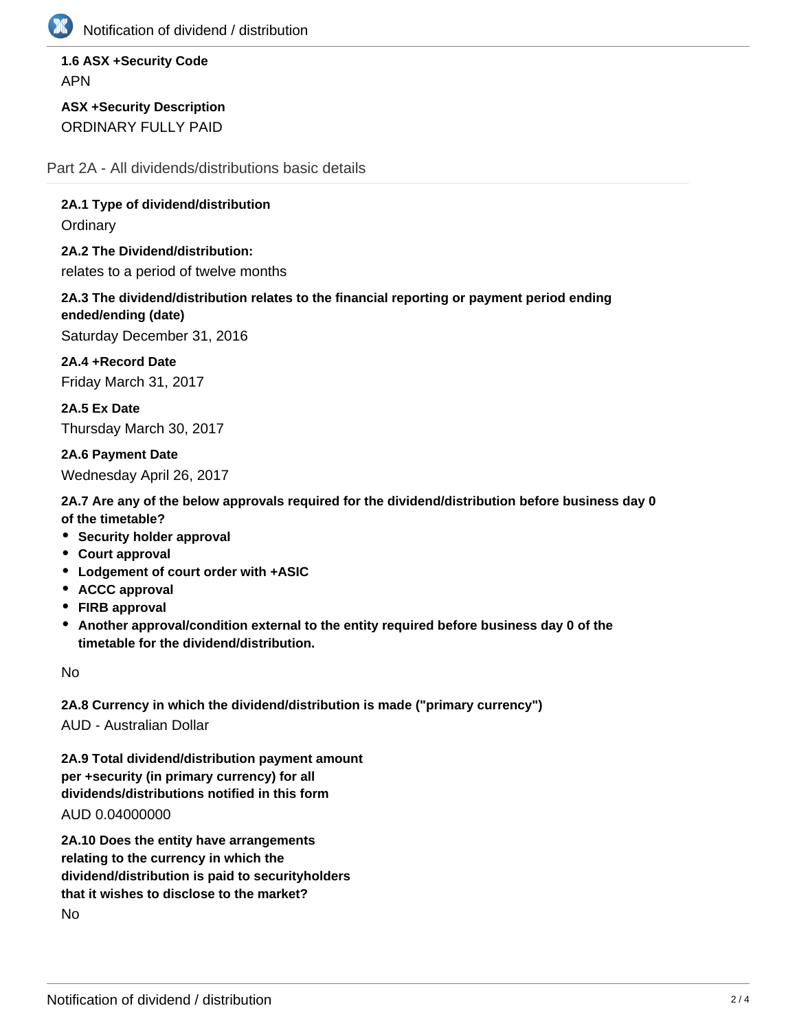**1.6 ASX +Security Code**

APN

**ASX +Security Description**

ORDINARY FULLY PAID

## Part 2A - All dividends/distributions basic details

**2A.1 Type of dividend/distribution**

Ordinary

**2A.2 The Dividend/distribution:**

relates to a period of twelve months

**2A.3 The dividend/distribution relates to the financial reporting or payment period ending ended/ending (date)**

Saturday December 31, 2016

**2A.4 +Record Date**

Friday March 31, 2017

**2A.5 Ex Date**

Thursday March 30, 2017

**2A.6 Payment Date**

Wednesday April 26, 2017

**2A.7 Are any of the below approvals required for the dividend/distribution before business day 0 of the timetable?**

- **Security holder approval**
- **Court approval**
- **Lodgement of court order with +ASIC**
- **ACCC approval**
- **FIRB approval**
- **Another approval/condition external to the entity required before business day 0 of the timetable for the dividend/distribution.**

No

**2A.8 Currency in which the dividend/distribution is made ("primary currency")**

AUD - Australian Dollar

**2A.9 Total dividend/distribution payment amount per +security (in primary currency) for all dividends/distributions notified in this form**

AUD 0.04000000

**2A.10 Does the entity have arrangements relating to the currency in which the dividend/distribution is paid to securityholders that it wishes to disclose to the market?**

No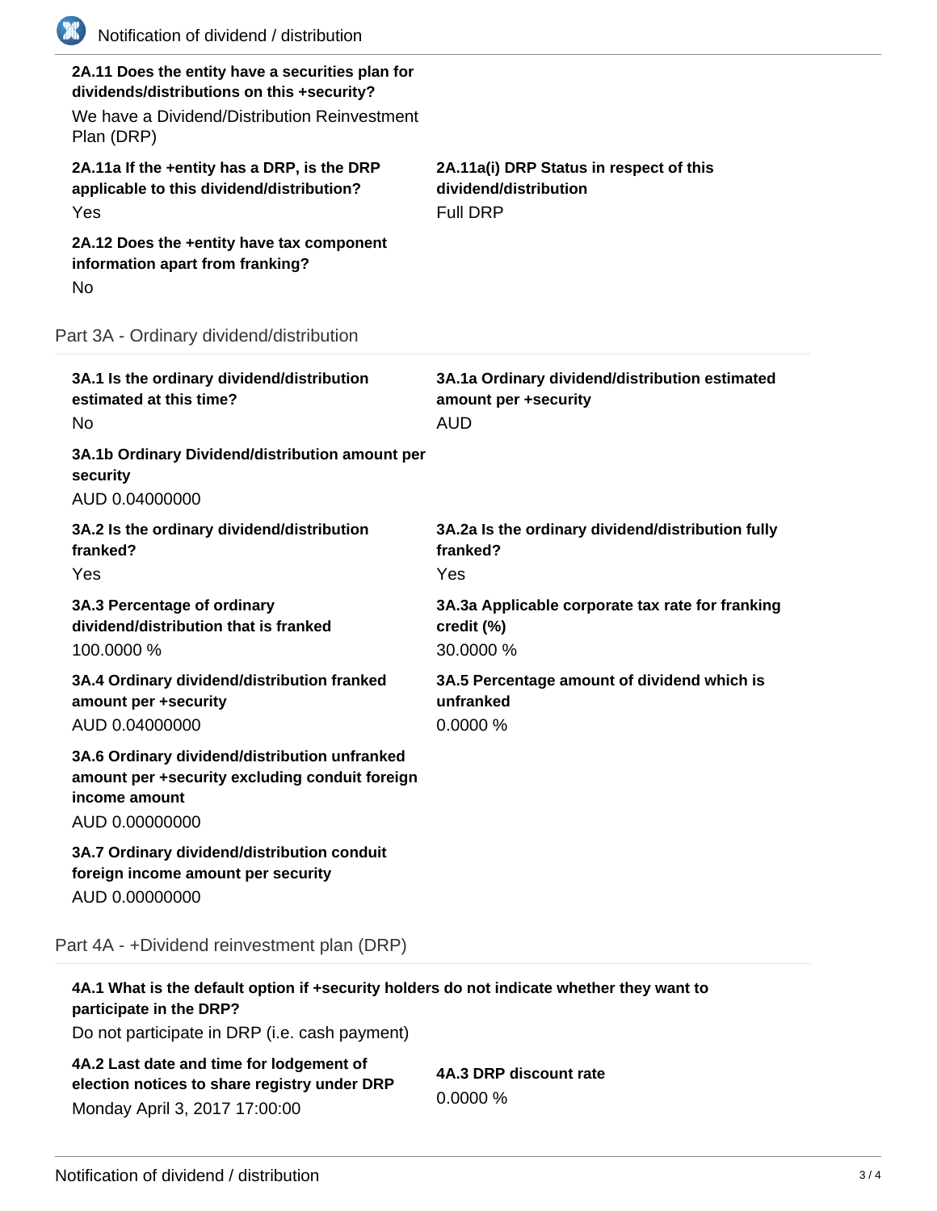**2A.11 Does the entity have a securities plan for dividends/distributions on this +security?**

We have a Dividend/Distribution Reinvestment Plan (DRP)

**2A.11a If the +entity has a DRP, is the DRP applicable to this dividend/distribution?**

Yes

**2A.11a(i) DRP Status in respect of this dividend/distribution**

Full DRP

**2A.12 Does the +entity have tax component information apart from franking?**

No

## Part 3A - Ordinary dividend/distribution

**3A.1 Is the ordinary dividend/distribution estimated at this time?**

No

**3A.1a Ordinary dividend/distribution estimated amount per +security**

AUD

**3A.1b Ordinary Dividend/distribution amount per security**

AUD 0.04000000

**3A.2 Is the ordinary dividend/distribution franked?**

Yes

**3A.2a Is the ordinary dividend/distribution fully franked?**

Yes

**3A.3 Percentage of ordinary dividend/distribution that is franked**

100.0000 %

**3A.3a Applicable corporate tax rate for franking credit (%)**

30.0000 %

**3A.4 Ordinary dividend/distribution franked amount per +security**

AUD 0.04000000

**3A.5 Percentage amount of dividend which is unfranked**

0.0000 %

**3A.6 Ordinary dividend/distribution unfranked amount per +security excluding conduit foreign income amount**

AUD 0.00000000

**3A.7 Ordinary dividend/distribution conduit foreign income amount per security**

AUD 0.00000000

## Part 4A - +Dividend reinvestment plan (DRP)

**4A.1 What is the default option if +security holders do not indicate whether they want to participate in the DRP?**

Do not participate in DRP (i.e. cash payment)

**4A.2 Last date and time for lodgement of election notices to share registry under DRP**

Monday April 3, 2017 17:00:00

**4A.3 DRP discount rate**

0.0000 %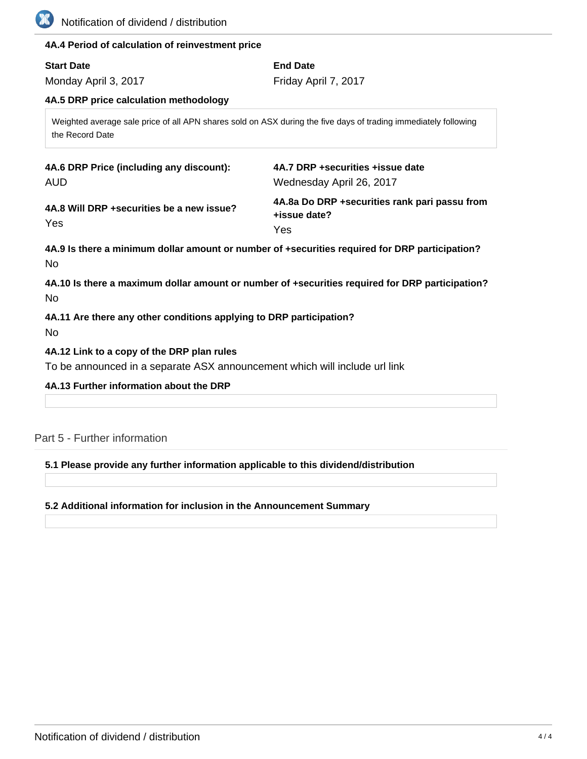**4A.4 Period of calculation of reinvestment price**

**Start Date**
Monday April 3, 2017

**End Date**
Friday April 7, 2017

**4A.5 DRP price calculation methodology**

Weighted average sale price of all APN shares sold on ASX during the five days of trading immediately following the Record Date

**4A.6 DRP Price (including any discount):**
AUD

**4A.7 DRP +securities +issue date**
Wednesday April 26, 2017

**4A.8 Will DRP +securities be a new issue?**
Yes

**4A.8a Do DRP +securities rank pari passu from +issue date?**
Yes

**4A.9 Is there a minimum dollar amount or number of +securities required for DRP participation?**
No

**4A.10 Is there a maximum dollar amount or number of +securities required for DRP participation?**
No

**4A.11 Are there any other conditions applying to DRP participation?**
No

**4A.12 Link to a copy of the DRP plan rules**
To be announced in a separate ASX announcement which will include url link

**4A.13 Further information about the DRP**

## Part 5 - Further information

**5.1 Please provide any further information applicable to this dividend/distribution**

**5.2 Additional information for inclusion in the Announcement Summary**